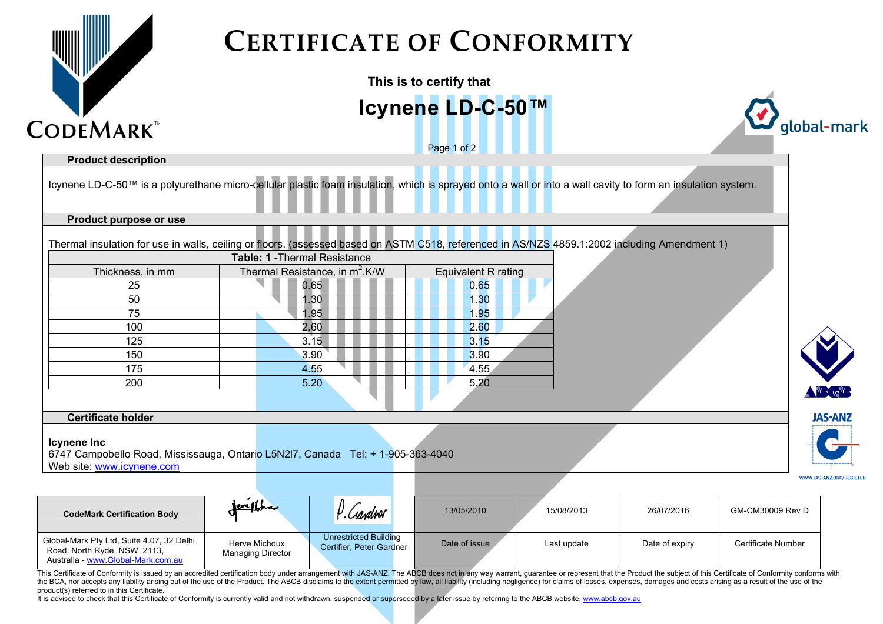# CERTIFICATE OF CONFORMITY

**This is to certify that**

## Icynene LD-C-50™

### Product description

Icynene LD-C-50™ is a polyurethane micro-cellular plastic foam insulation, which is sprayed onto a wall or into a wall cavity to form an insulation system.

### Product purpose or use

Thermal insulation for use in walls, ceiling or floors. (assessed based on ASTM C518, referenced in AS/NZS 4859.1:2002 including Amendment 1)

**Table: 1** -Thermal Resistance

| Thickness, in mm | Thermal Resistance, in $m^2$.K/W | Equivalent R rating |
|---|---|---|
| 25 | 0.65 | 0.65 |
| 50 | 1.30 | 1.30 |
| 75 | 1.95 | 1.95 |
| 100 | 2.60 | 2.60 |
| 125 | 3.15 | 3.15 |
| 150 | 3.90 | 3.90 |
| 175 | 4.55 | 4.55 |
| 200 | 5.20 | 5.20 |

### Certificate holder

**Icynene Inc**
6747 Campobello Road, Mississauga, Ontario L5N2l7, Canada Tel: + 1-905-363-4040
Web site: www.icynene.com

| CodeMark Certification Body | | | 13/05/2010 | 15/08/2013 | 26/07/2016 | GM-CM30009 Rev D |
|---|---|---|---|---|---|---|
| Global-Mark Pty Ltd, Suite 4.07, 32 Delhi Road, North Ryde NSW 2113, Australia - www.Global-Mark.com.au | Herve Michoux Managing Director | Unrestricted Building Certifier, Peter Gardner | Date of issue | Last update | Date of expiry | Certificate Number |

This Certificate of Conformity is issued by an accredited certification body under arrangement with JAS-ANZ. The ABCB does not in any way warrant, guarantee or represent that the Product the subject of this Certificate of Conformity conforms with the BCA, nor accepts any liability arising out of the use of the Product. The ABCB disclaims to the extent permitted by law, all liability (including negligence) for claims of losses, expenses, damages and costs arising as a result of the use of the product(s) referred to in this Certificate.
It is advised to check that this Certificate of Conformity is currently valid and not withdrawn, suspended or superseded by a later issue by referring to the ABCB website, www.abcb.gov.au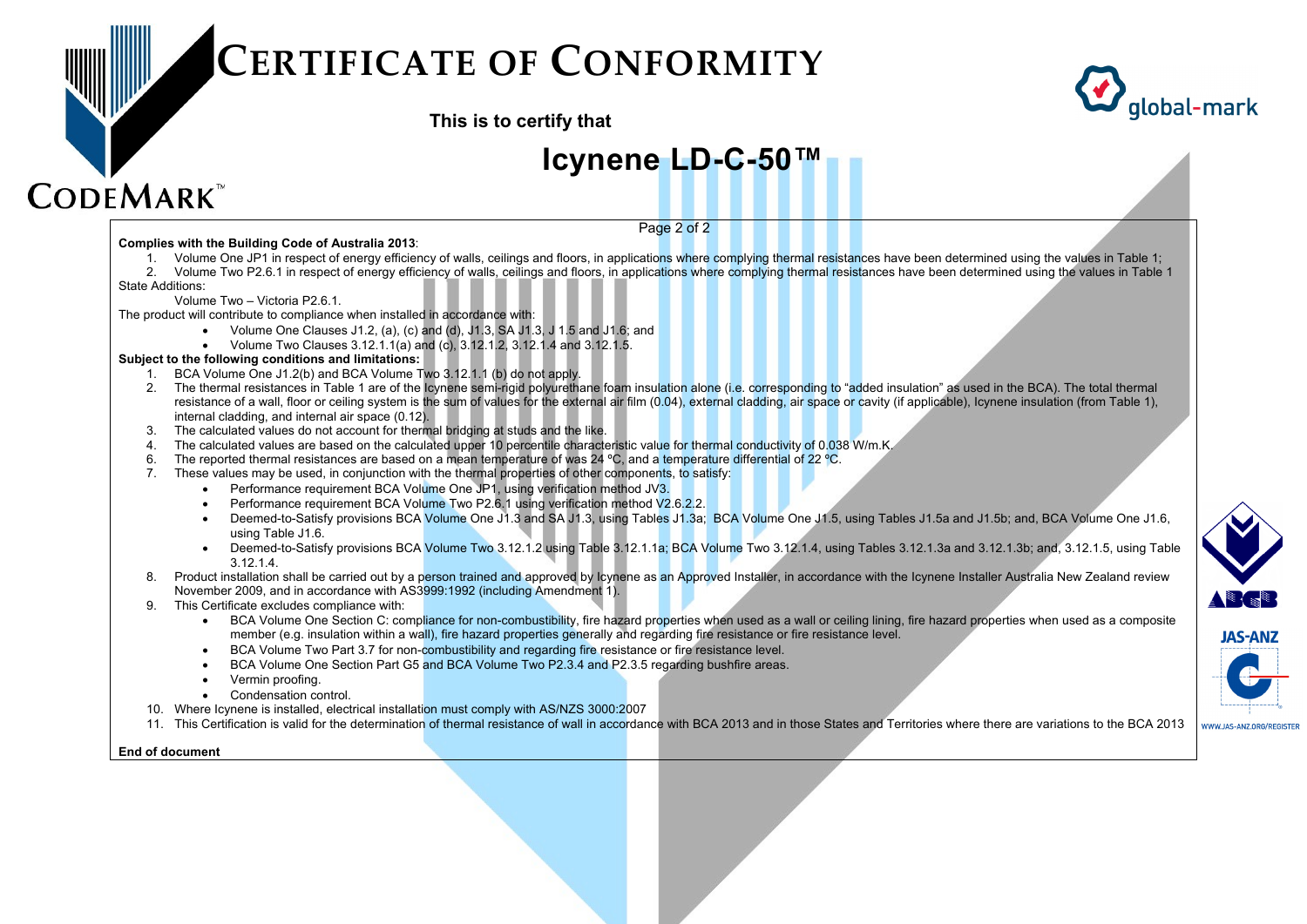# Certificate of Conformity

**This is to certify that**

## Icynene LD-C-50™

**Complies with the Building Code of Australia 2013**:

1. Volume One JP1 in respect of energy efficiency of walls, ceilings and floors, in applications where complying thermal resistances have been determined using the values in Table 1;
2. Volume Two P2.6.1 in respect of energy efficiency of walls, ceilings and floors, in applications where complying thermal resistances have been determined using the values in Table 1

State Additions:

Volume Two – Victoria P2.6.1.

The product will contribute to compliance when installed in accordance with:

- Volume One Clauses J1.2, (a), (c) and (d), J1.3, SA J1.3, J 1.5 and J1.6; and
- Volume Two Clauses 3.12.1.1(a) and (c), 3.12.1.2, 3.12.1.4 and 3.12.1.5.

**Subject to the following conditions and limitations:**

1. BCA Volume One J1.2(b) and BCA Volume Two 3.12.1.1 (b) do not apply.
2. The thermal resistances in Table 1 are of the Icynene semi-rigid polyurethane foam insulation alone (i.e. corresponding to "added insulation" as used in the BCA). The total thermal resistance of a wall, floor or ceiling system is the sum of values for the external air film (0.04), external cladding, air space or cavity (if applicable), Icynene insulation (from Table 1), internal cladding, and internal air space (0.12).
3. The calculated values do not account for thermal bridging at studs and the like.
4. The calculated values are based on the calculated upper 10 percentile characteristic value for thermal conductivity of 0.038 W/m.K.
6. The reported thermal resistances are based on a mean temperature of was 24 ºC, and a temperature differential of 22 ºC.
7. These values may be used, in conjunction with the thermal properties of other components, to satisfy:
   - Performance requirement BCA Volume One JP1, using verification method JV3.
   - Performance requirement BCA Volume Two P2.6.1 using verification method V2.6.2.2.
   - Deemed-to-Satisfy provisions BCA Volume One J1.3 and SA J1.3, using Tables J1.3a; BCA Volume One J1.5, using Tables J1.5a and J1.5b; and, BCA Volume One J1.6, using Table J1.6.
   - Deemed-to-Satisfy provisions BCA Volume Two 3.12.1.2 using Table 3.12.1.1a; BCA Volume Two 3.12.1.4, using Tables 3.12.1.3a and 3.12.1.3b; and, 3.12.1.5, using Table 3.12.1.4.
8. Product installation shall be carried out by a person trained and approved by Icynene as an Approved Installer, in accordance with the Icynene Installer Australia New Zealand review November 2009, and in accordance with AS3999:1992 (including Amendment 1).
9. This Certificate excludes compliance with:
   - BCA Volume One Section C: compliance for non-combustibility, fire hazard properties when used as a wall or ceiling lining, fire hazard properties when used as a composite member (e.g. insulation within a wall), fire hazard properties generally and regarding fire resistance or fire resistance level.
   - BCA Volume Two Part 3.7 for non-combustibility and regarding fire resistance or fire resistance level.
   - BCA Volume One Section Part G5 and BCA Volume Two P2.3.4 and P2.3.5 regarding bushfire areas.
   - Vermin proofing.
   - Condensation control.
10. Where Icynene is installed, electrical installation must comply with AS/NZS 3000:2007
11. This Certification is valid for the determination of thermal resistance of wall in accordance with BCA 2013 and in those States and Territories where there are variations to the BCA 2013

**End of document**

WWW.JAS-ANZ.ORG/REGISTER